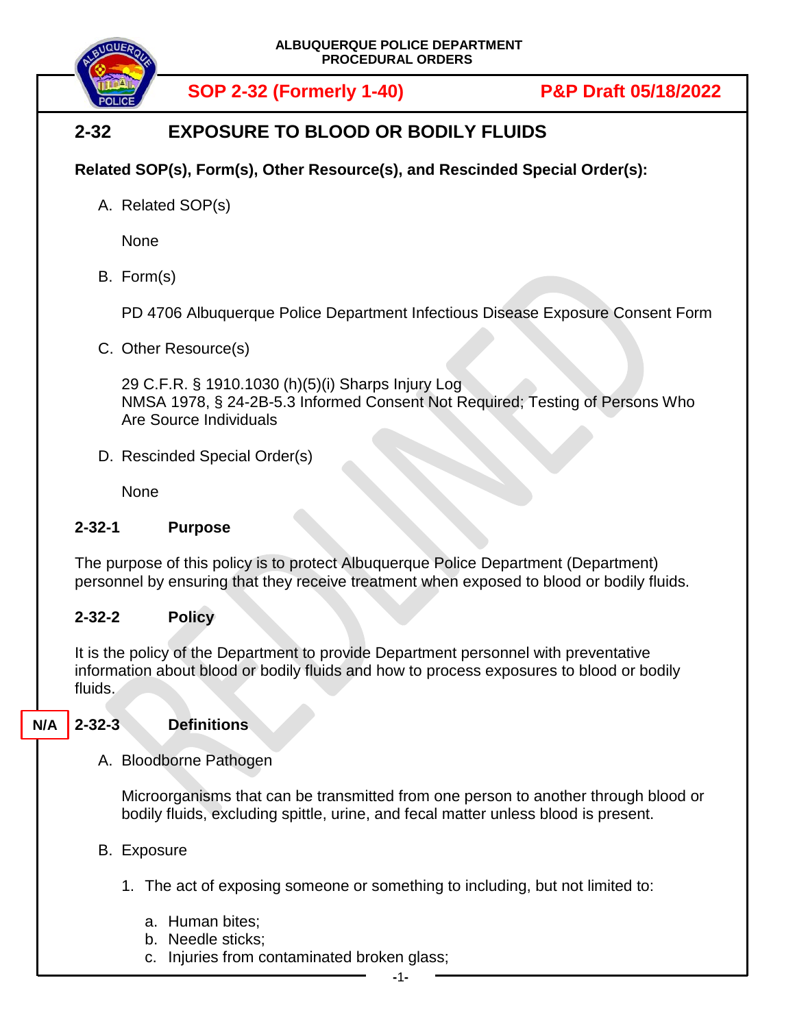ALBUQUERQUE POLICE DEPARTMENT
PROCEDURAL ORDERS

**SOP 2-32 (Formerly 1-40)** **P&P Draft 05/18/2022**

# 2-32 EXPOSURE TO BLOOD OR BODILY FLUIDS

**Related SOP(s), Form(s), Other Resource(s), and Rescinded Special Order(s):**

A. Related SOP(s)

None

B. Form(s)

PD 4706 Albuquerque Police Department Infectious Disease Exposure Consent Form

C. Other Resource(s)

29 C.F.R. § 1910.1030 (h)(5)(i) Sharps Injury Log
NMSA 1978, § 24-2B-5.3 Informed Consent Not Required; Testing of Persons Who Are Source Individuals

D. Rescinded Special Order(s)

None

## 2-32-1 Purpose

The purpose of this policy is to protect Albuquerque Police Department (Department) personnel by ensuring that they receive treatment when exposed to blood or bodily fluids.

## 2-32-2 Policy

It is the policy of the Department to provide Department personnel with preventative information about blood or bodily fluids and how to process exposures to blood or bodily fluids.

## N/A 2-32-3 Definitions

A. Bloodborne Pathogen

Microorganisms that can be transmitted from one person to another through blood or bodily fluids, excluding spittle, urine, and fecal matter unless blood is present.

B. Exposure

1. The act of exposing someone or something to including, but not limited to:

   a. Human bites;
   b. Needle sticks;
   c. Injuries from contaminated broken glass;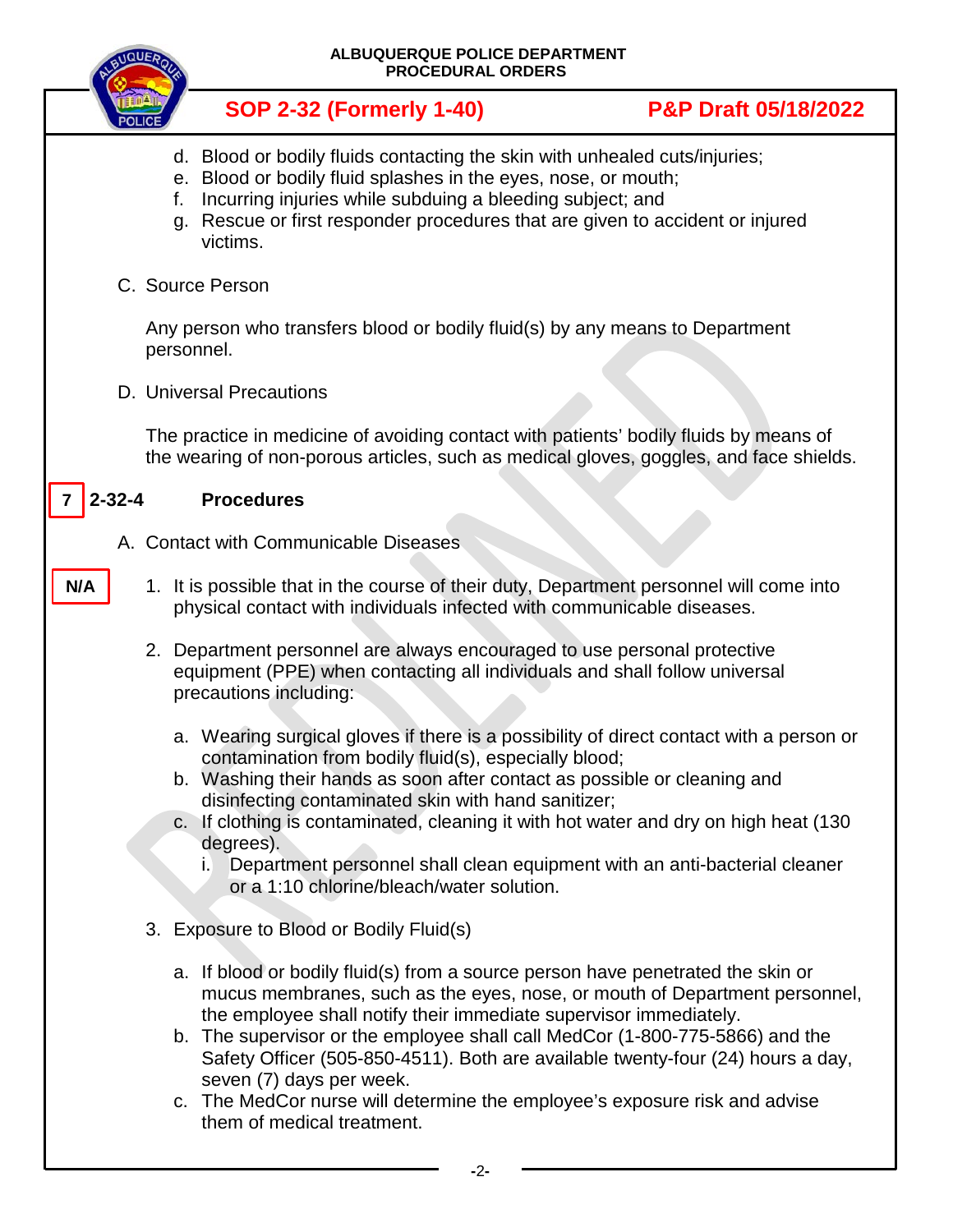d. Blood or bodily fluids contacting the skin with unhealed cuts/injuries;
e. Blood or bodily fluid splashes in the eyes, nose, or mouth;
f. Incurring injuries while subduing a bleeding subject; and
g. Rescue or first responder procedures that are given to accident or injured victims.

C. Source Person

Any person who transfers blood or bodily fluid(s) by any means to Department personnel.

D. Universal Precautions

The practice in medicine of avoiding contact with patients' bodily fluids by means of the wearing of non-porous articles, such as medical gloves, goggles, and face shields.

## 7 2-32-4 Procedures

A. Contact with Communicable Diseases

N/A

1. It is possible that in the course of their duty, Department personnel will come into physical contact with individuals infected with communicable diseases.

2. Department personnel are always encouraged to use personal protective equipment (PPE) when contacting all individuals and shall follow universal precautions including:

   a. Wearing surgical gloves if there is a possibility of direct contact with a person or contamination from bodily fluid(s), especially blood;
   b. Washing their hands as soon after contact as possible or cleaning and disinfecting contaminated skin with hand sanitizer;
   c. If clothing is contaminated, cleaning it with hot water and dry on high heat (130 degrees).
      i. Department personnel shall clean equipment with an anti-bacterial cleaner or a 1:10 chlorine/bleach/water solution.

3. Exposure to Blood or Bodily Fluid(s)

   a. If blood or bodily fluid(s) from a source person have penetrated the skin or mucus membranes, such as the eyes, nose, or mouth of Department personnel, the employee shall notify their immediate supervisor immediately.
   b. The supervisor or the employee shall call MedCor (1-800-775-5866) and the Safety Officer (505-850-4511). Both are available twenty-four (24) hours a day, seven (7) days per week.
   c. The MedCor nurse will determine the employee's exposure risk and advise them of medical treatment.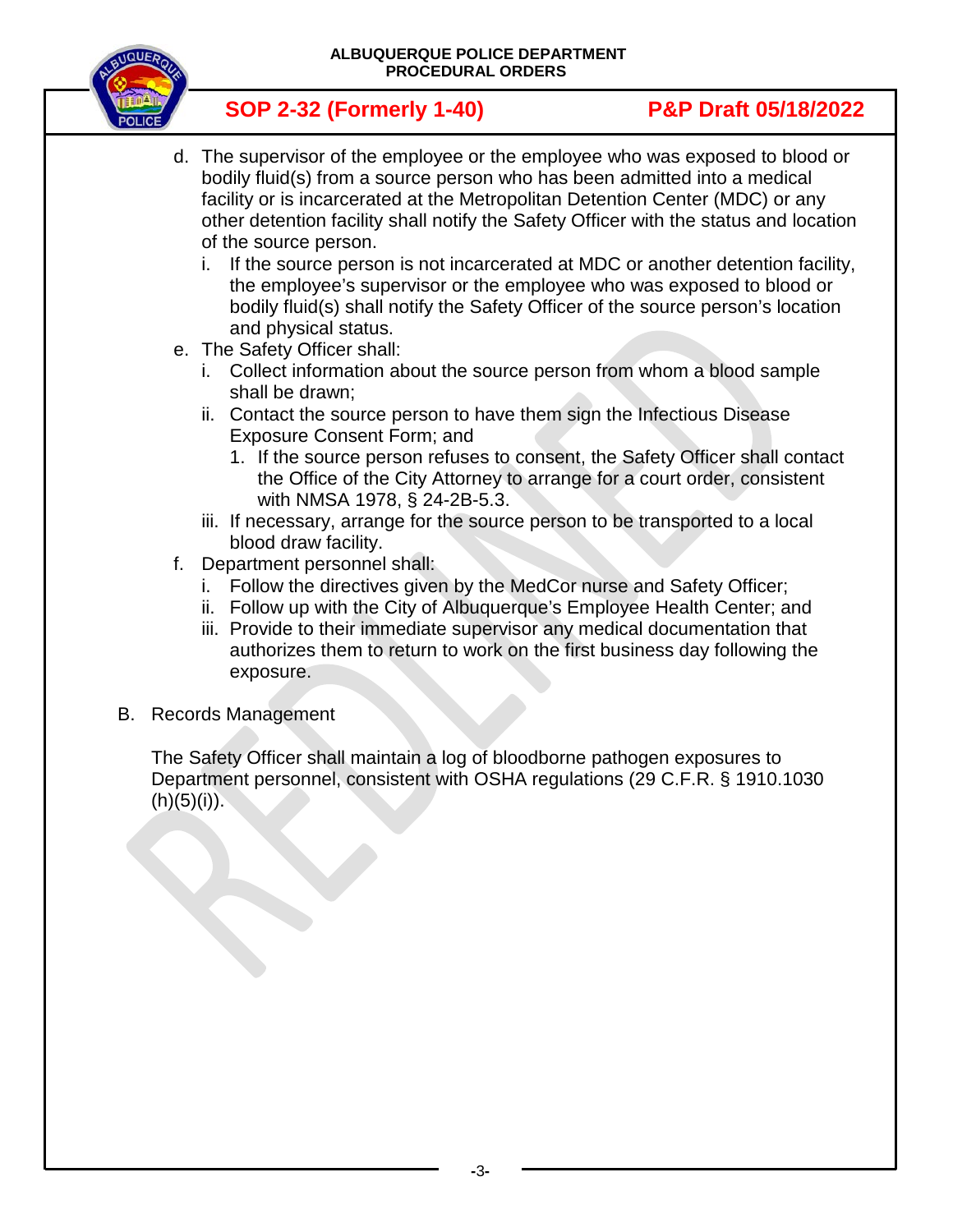d. The supervisor of the employee or the employee who was exposed to blood or bodily fluid(s) from a source person who has been admitted into a medical facility or is incarcerated at the Metropolitan Detention Center (MDC) or any other detention facility shall notify the Safety Officer with the status and location of the source person.

   i. If the source person is not incarcerated at MDC or another detention facility, the employee's supervisor or the employee who was exposed to blood or bodily fluid(s) shall notify the Safety Officer of the source person's location and physical status.

e. The Safety Officer shall:

   i. Collect information about the source person from whom a blood sample shall be drawn;

   ii. Contact the source person to have them sign the Infectious Disease Exposure Consent Form; and

      1. If the source person refuses to consent, the Safety Officer shall contact the Office of the City Attorney to arrange for a court order, consistent with NMSA 1978, § 24-2B-5.3.

   iii. If necessary, arrange for the source person to be transported to a local blood draw facility.

f. Department personnel shall:

   i. Follow the directives given by the MedCor nurse and Safety Officer;

   ii. Follow up with the City of Albuquerque's Employee Health Center; and

   iii. Provide to their immediate supervisor any medical documentation that authorizes them to return to work on the first business day following the exposure.

B. Records Management

The Safety Officer shall maintain a log of bloodborne pathogen exposures to Department personnel, consistent with OSHA regulations (29 C.F.R. § 1910.1030 (h)(5)(i)).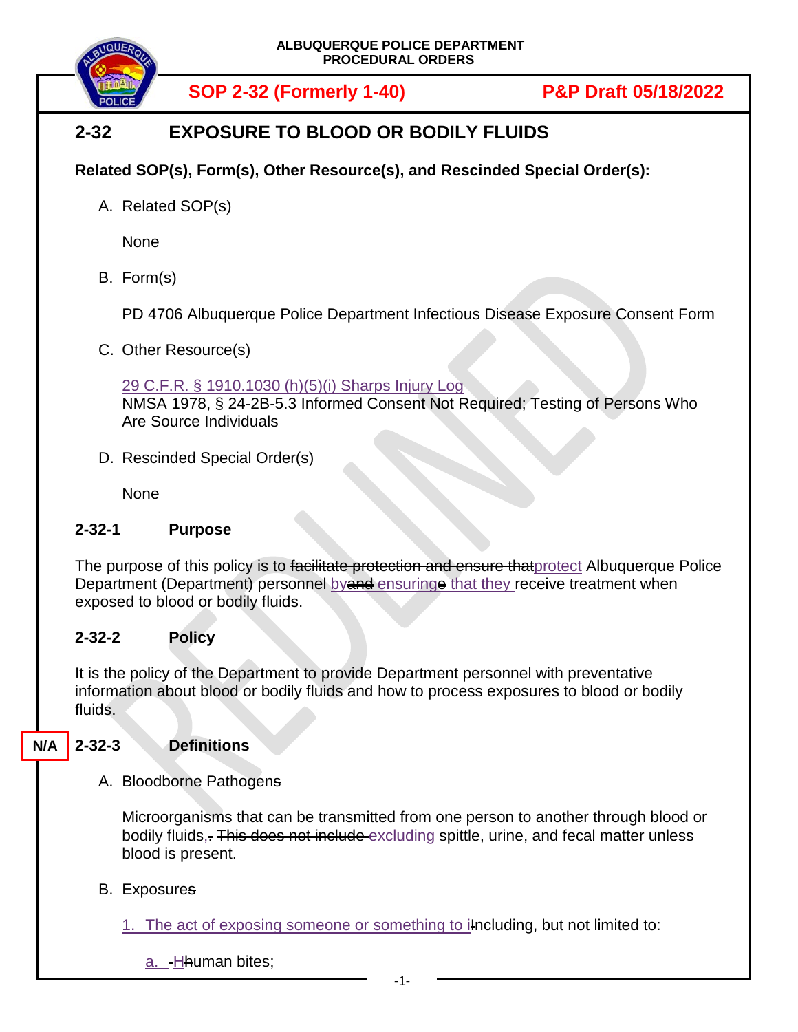ALBUQUERQUE POLICE DEPARTMENT
PROCEDURAL ORDERS

**SOP 2-32 (Formerly 1-40)** **P&P Draft 05/18/2022**

# 2-32 EXPOSURE TO BLOOD OR BODILY FLUIDS

**Related SOP(s), Form(s), Other Resource(s), and Rescinded Special Order(s):**

A. Related SOP(s)

None

B. Form(s)

PD 4706 Albuquerque Police Department Infectious Disease Exposure Consent Form

C. Other Resource(s)

29 C.F.R. § 1910.1030 (h)(5)(i) Sharps Injury Log
NMSA 1978, § 24-2B-5.3 Informed Consent Not Required; Testing of Persons Who Are Source Individuals

D. Rescinded Special Order(s)

None

## 2-32-1 Purpose

The purpose of this policy is to ~~facilitate protection and ensure that~~protect Albuquerque Police Department (Department) personnel by~~and~~ ensuring~~e~~ that they receive treatment when exposed to blood or bodily fluids.

## 2-32-2 Policy

It is the policy of the Department to provide Department personnel with preventative information about blood or bodily fluids and how to process exposures to blood or bodily fluids.

## N/A 2-32-3 Definitions

A. Bloodborne Pathogen~~s~~

Microorganisms that can be transmitted from one person to another through blood or bodily fluids,~~.~~ ~~This does not include~~ excluding spittle, urine, and fecal matter unless blood is present.

B. Exposure~~s~~

1. The act of exposing someone or something to i~~I~~ncluding, but not limited to:

a. ~~-~~H~~h~~uman bites;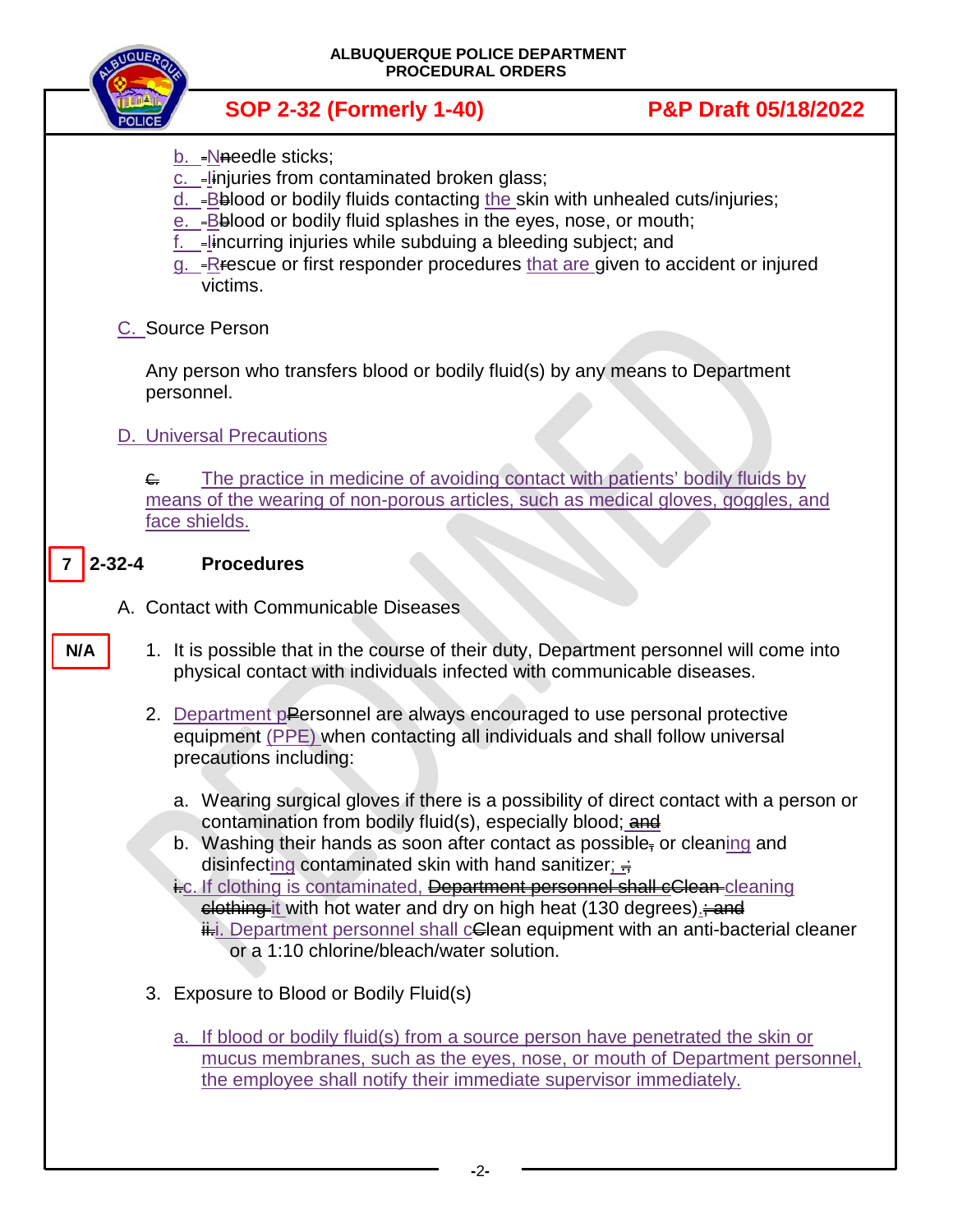b. -Nneedle sticks;
c. -Iinjuries from contaminated broken glass;
d. -Bblood or bodily fluids contacting the skin with unhealed cuts/injuries;
e. -Bblood or bodily fluid splashes in the eyes, nose, or mouth;
f. -Iincurring injuries while subduing a bleeding subject; and
g. -Rrescue or first responder procedures that are given to accident or injured victims.

C. Source Person

Any person who transfers blood or bodily fluid(s) by any means to Department personnel.

D. Universal Precautions

~~C.~~ The practice in medicine of avoiding contact with patients' bodily fluids by means of the wearing of non-porous articles, such as medical gloves, goggles, and face shields.

## 7 2-32-4 Procedures

A. Contact with Communicable Diseases

N/A

1. It is possible that in the course of their duty, Department personnel will come into physical contact with individuals infected with communicable diseases.

2. Department pPersonnel are always encouraged to use personal protective equipment (PPE) when contacting all individuals and shall follow universal precautions including:

   a. Wearing surgical gloves if there is a possibility of direct contact with a person or contamination from bodily fluid(s), especially blood; ~~and~~
   b. Washing their hands as soon after contact as possible~~,~~ or cleaning and disinfecting contaminated skin with hand sanitizer; ~~.;~~
   ~~i.~~c. If clothing is contaminated, ~~Department personnel shall cClean~~ cleaning ~~clothing~~ it with hot water and dry on high heat (130 degrees).~~; and~~
      ~~ii.~~i. Department personnel shall cClean equipment with an anti-bacterial cleaner or a 1:10 chlorine/bleach/water solution.

3. Exposure to Blood or Bodily Fluid(s)

   a. If blood or bodily fluid(s) from a source person have penetrated the skin or mucus membranes, such as the eyes, nose, or mouth of Department personnel, the employee shall notify their immediate supervisor immediately.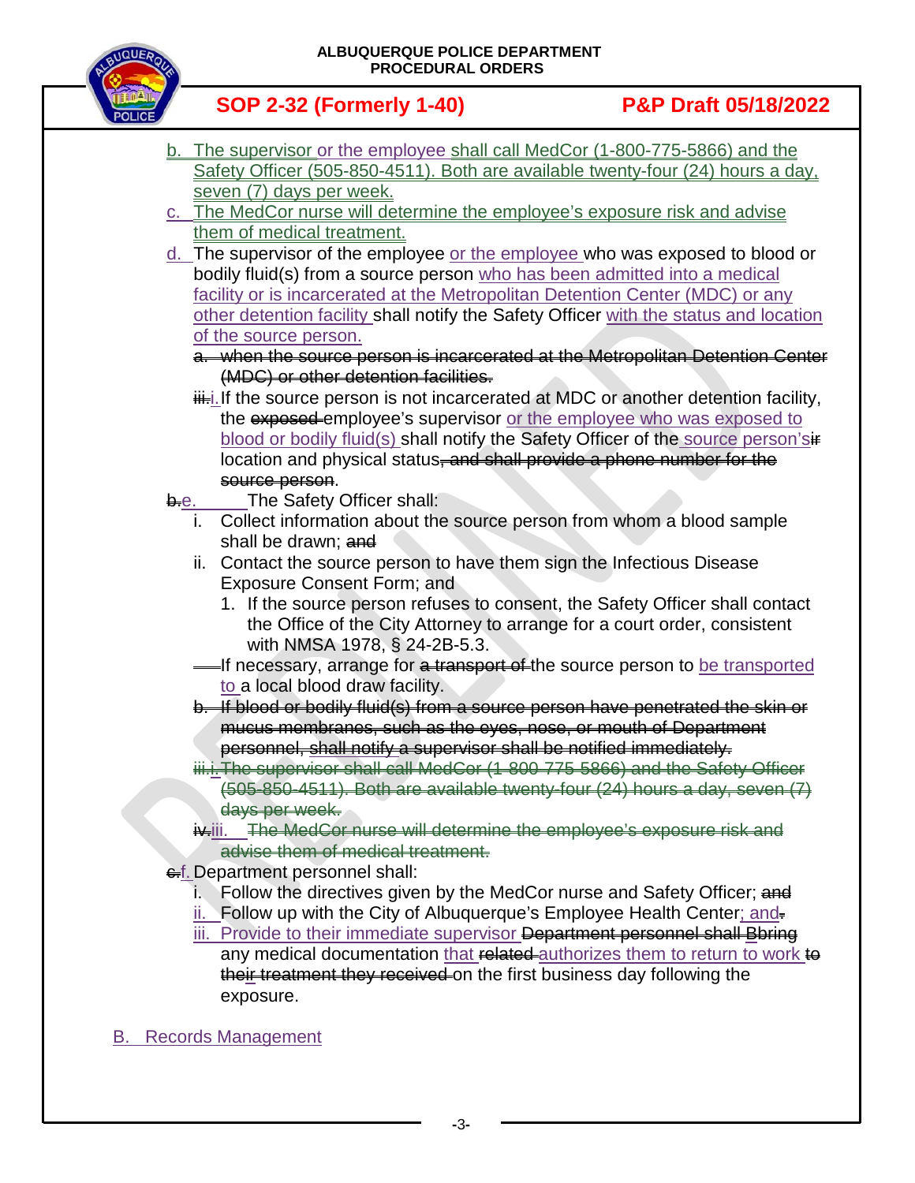b. The supervisor or the employee shall call MedCor (1-800-775-5866) and the Safety Officer (505-850-4511). Both are available twenty-four (24) hours a day, seven (7) days per week.

c. The MedCor nurse will determine the employee's exposure risk and advise them of medical treatment.

d. The supervisor of the employee or the employee who was exposed to blood or bodily fluid(s) from a source person who has been admitted into a medical facility or is incarcerated at the Metropolitan Detention Center (MDC) or any other detention facility shall notify the Safety Officer with the status and location of the source person.

~~a. when the source person is incarcerated at the Metropolitan Detention Center (MDC) or other detention facilities.~~

~~iii.~~i. If the source person is not incarcerated at MDC or another detention facility, the ~~exposed~~ employee's supervisor or the employee who was exposed to blood or bodily fluid(s) shall notify the Safety Officer of the source person's~~ir~~ location and physical status~~, and shall provide a phone number for the source person~~.

~~b.~~e. The Safety Officer shall:

i. Collect information about the source person from whom a blood sample shall be drawn; ~~and~~

ii. Contact the source person to have them sign the Infectious Disease Exposure Consent Form; and

1. If the source person refuses to consent, the Safety Officer shall contact the Office of the City Attorney to arrange for a court order, consistent with NMSA 1978, § 24-2B-5.3.

If necessary, arrange for ~~a transport of~~ the source person to be transported to a local blood draw facility.

~~b. If blood or bodily fluid(s) from a source person have penetrated the skin or mucus membranes, such as the eyes, nose, or mouth of Department personnel, shall notify a supervisor shall be notified immediately.~~

~~iii.i. The supervisor shall call MedCor (1-800-775-5866) and the Safety Officer (505-850-4511). Both are available twenty-four (24) hours a day, seven (7) days per week.~~

~~iv.~~iii. ~~The MedCor nurse will determine the employee's exposure risk and advise them of medical treatment.~~

~~c.~~f. Department personnel shall:

i. Follow the directives given by the MedCor nurse and Safety Officer; ~~and~~

ii. Follow up with the City of Albuquerque's Employee Health Center; and~~.~~

iii. Provide to their immediate supervisor ~~Department personnel shall Bbring~~ any medical documentation that ~~related~~ authorizes them to return to work ~~to their treatment they received~~ on the first business day following the exposure.

B. Records Management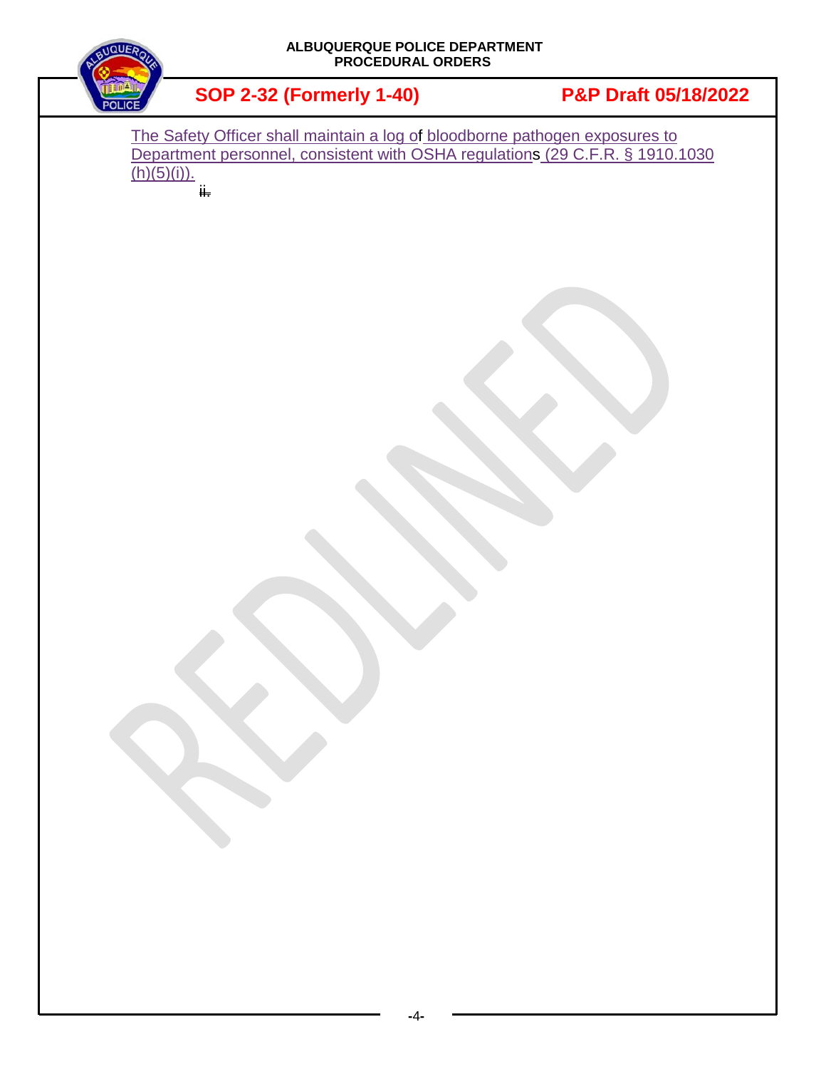The Safety Officer shall maintain a log of bloodborne pathogen exposures to Department personnel, consistent with OSHA regulations (29 C.F.R. § 1910.1030 (h)(5)(i)).

ii.